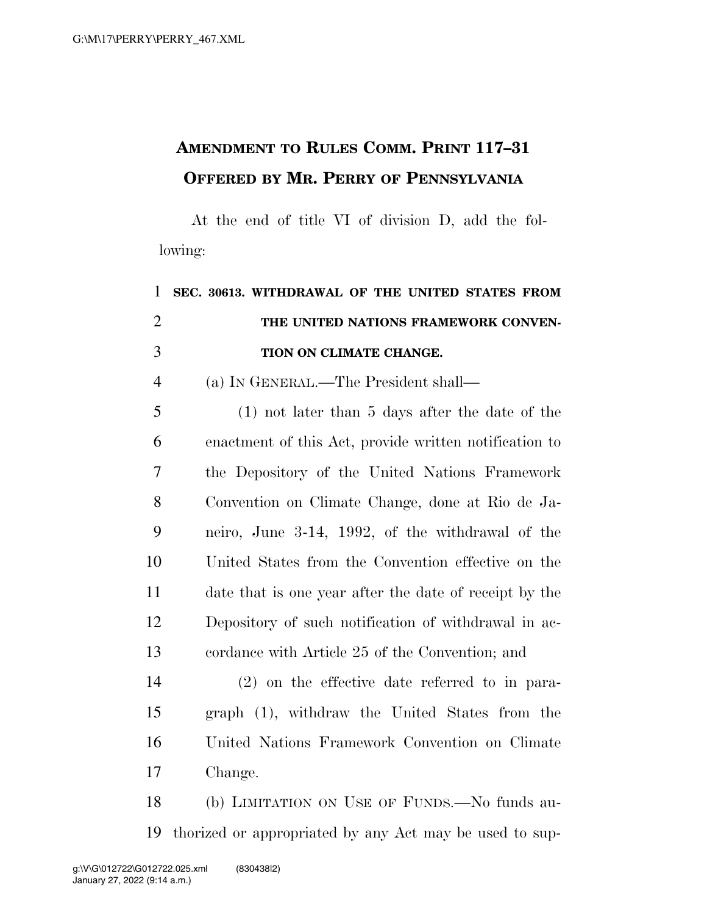**AMENDMENT TO RULES COMM. PRINT 117–31**
**OFFERED BY MR. PERRY OF PENNSYLVANIA**

At the end of title VI of division D, add the following:

**SEC. 30613. WITHDRAWAL OF THE UNITED STATES FROM THE UNITED NATIONS FRAMEWORK CONVENTION ON CLIMATE CHANGE.**

(a) IN GENERAL.—The President shall—

(1) not later than 5 days after the date of the enactment of this Act, provide written notification to the Depository of the United Nations Framework Convention on Climate Change, done at Rio de Janeiro, June 3-14, 1992, of the withdrawal of the United States from the Convention effective on the date that is one year after the date of receipt by the Depository of such notification of withdrawal in accordance with Article 25 of the Convention; and

(2) on the effective date referred to in paragraph (1), withdraw the United States from the United Nations Framework Convention on Climate Change.

(b) LIMITATION ON USE OF FUNDS.—No funds authorized or appropriated by any Act may be used to sup-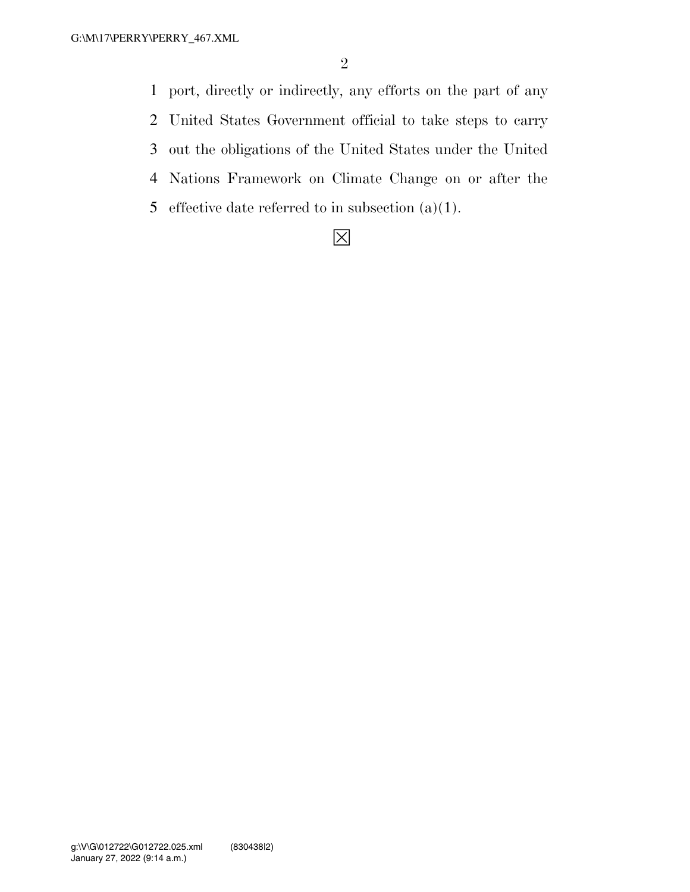port, directly or indirectly, any efforts on the part of any United States Government official to take steps to carry out the obligations of the United States under the United Nations Framework on Climate Change on or after the effective date referred to in subsection (a)(1).